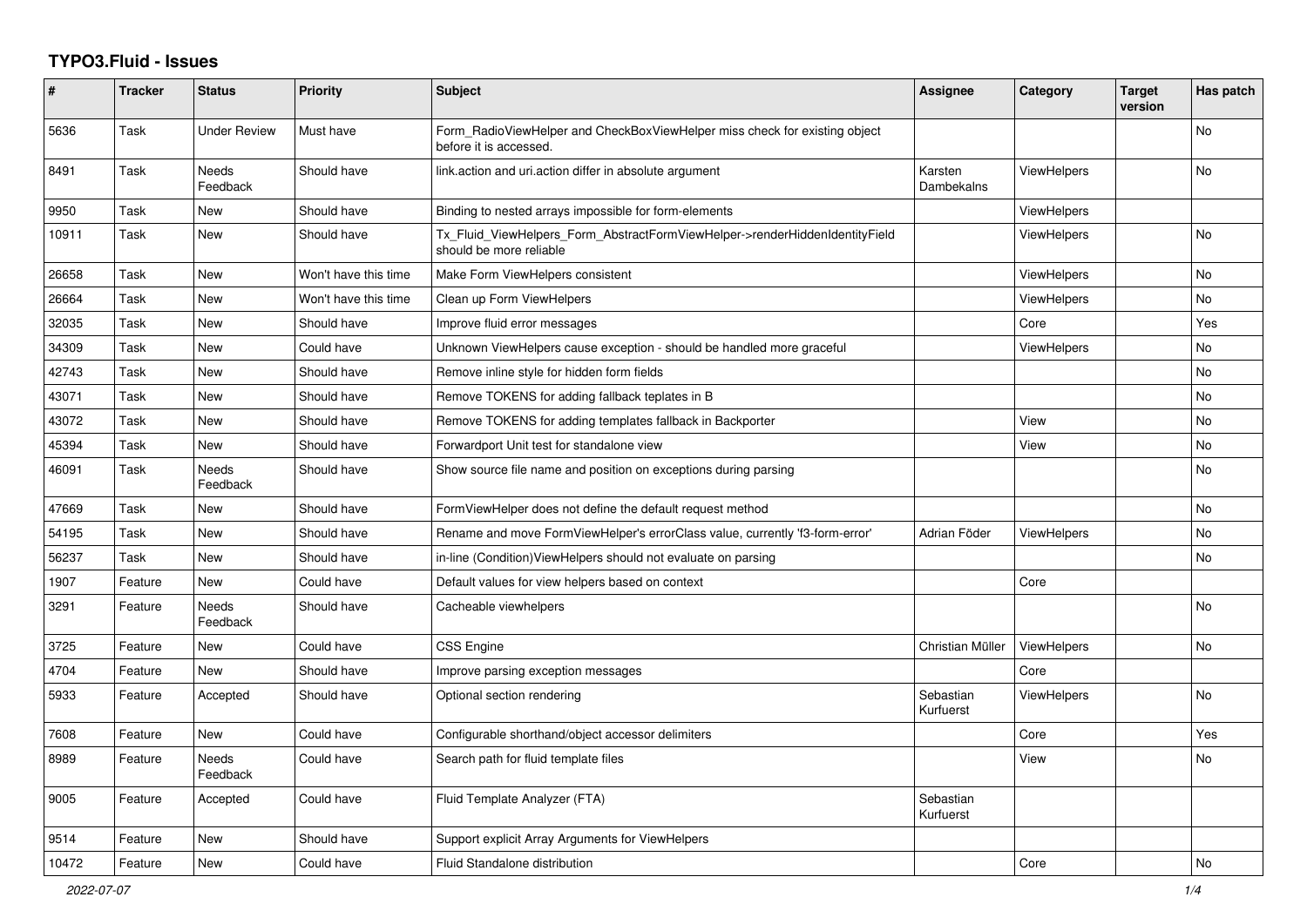# TYPO3.Fluid - Issues

| # | Tracker | Status | Priority | Subject | Assignee | Category | Target version | Has patch |
|---|---|---|---|---|---|---|---|---|
| 5636 | Task | Under Review | Must have | Form_RadioViewHelper and CheckBoxViewHelper miss check for existing object before it is accessed. | | | | No |
| 8491 | Task | Needs Feedback | Should have | link.action and uri.action differ in absolute argument | Karsten Dambekalns | ViewHelpers | | No |
| 9950 | Task | New | Should have | Binding to nested arrays impossible for form-elements | | ViewHelpers | | |
| 10911 | Task | New | Should have | Tx_Fluid_ViewHelpers_Form_AbstractFormViewHelper->renderHiddenIdentityField should be more reliable | | ViewHelpers | | No |
| 26658 | Task | New | Won't have this time | Make Form ViewHelpers consistent | | ViewHelpers | | No |
| 26664 | Task | New | Won't have this time | Clean up Form ViewHelpers | | ViewHelpers | | No |
| 32035 | Task | New | Should have | Improve fluid error messages | | Core | | Yes |
| 34309 | Task | New | Could have | Unknown ViewHelpers cause exception - should be handled more graceful | | ViewHelpers | | No |
| 42743 | Task | New | Should have | Remove inline style for hidden form fields | | | | No |
| 43071 | Task | New | Should have | Remove TOKENS for adding fallback teplates in B | | | | No |
| 43072 | Task | New | Should have | Remove TOKENS for adding templates fallback in Backporter | | View | | No |
| 45394 | Task | New | Should have | Forwardport Unit test for standalone view | | View | | No |
| 46091 | Task | Needs Feedback | Should have | Show source file name and position on exceptions during parsing | | | | No |
| 47669 | Task | New | Should have | FormViewHelper does not define the default request method | | | | No |
| 54195 | Task | New | Should have | Rename and move FormViewHelper's errorClass value, currently 'f3-form-error' | Adrian Föder | ViewHelpers | | No |
| 56237 | Task | New | Should have | in-line (Condition)ViewHelpers should not evaluate on parsing | | | | No |
| 1907 | Feature | New | Could have | Default values for view helpers based on context | | Core | | |
| 3291 | Feature | Needs Feedback | Should have | Cacheable viewhelpers | | | | No |
| 3725 | Feature | New | Could have | CSS Engine | Christian Müller | ViewHelpers | | No |
| 4704 | Feature | New | Should have | Improve parsing exception messages | | Core | | |
| 5933 | Feature | Accepted | Should have | Optional section rendering | Sebastian Kurfuerst | ViewHelpers | | No |
| 7608 | Feature | New | Could have | Configurable shorthand/object accessor delimiters | | Core | | Yes |
| 8989 | Feature | Needs Feedback | Could have | Search path for fluid template files | | View | | No |
| 9005 | Feature | Accepted | Could have | Fluid Template Analyzer (FTA) | Sebastian Kurfuerst | | | |
| 9514 | Feature | New | Should have | Support explicit Array Arguments for ViewHelpers | | | | |
| 10472 | Feature | New | Could have | Fluid Standalone distribution | | Core | | No |

*2022-07-07*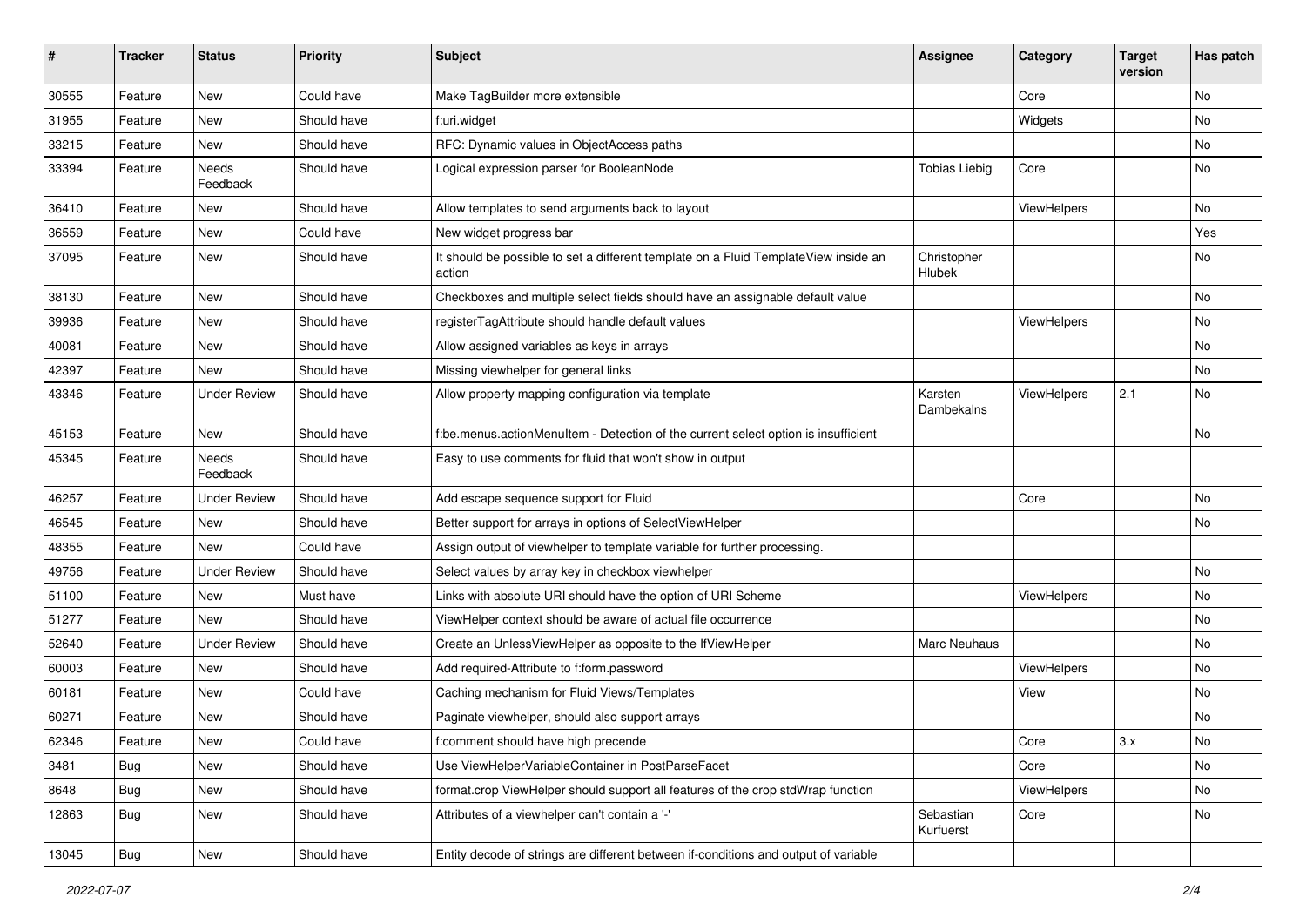| # | Tracker | Status | Priority | Subject | Assignee | Category | Target version | Has patch |
|---|---|---|---|---|---|---|---|---|
| 30555 | Feature | New | Could have | Make TagBuilder more extensible | | Core | | No |
| 31955 | Feature | New | Should have | f:uri.widget | | Widgets | | No |
| 33215 | Feature | New | Should have | RFC: Dynamic values in ObjectAccess paths | | | | No |
| 33394 | Feature | Needs Feedback | Should have | Logical expression parser for BooleanNode | Tobias Liebig | Core | | No |
| 36410 | Feature | New | Should have | Allow templates to send arguments back to layout | | ViewHelpers | | No |
| 36559 | Feature | New | Could have | New widget progress bar | | | | Yes |
| 37095 | Feature | New | Should have | It should be possible to set a different template on a Fluid TemplateView inside an action | Christopher Hlubek | | | No |
| 38130 | Feature | New | Should have | Checkboxes and multiple select fields should have an assignable default value | | | | No |
| 39936 | Feature | New | Should have | registerTagAttribute should handle default values | | ViewHelpers | | No |
| 40081 | Feature | New | Should have | Allow assigned variables as keys in arrays | | | | No |
| 42397 | Feature | New | Should have | Missing viewhelper for general links | | | | No |
| 43346 | Feature | Under Review | Should have | Allow property mapping configuration via template | Karsten Dambekalns | ViewHelpers | 2.1 | No |
| 45153 | Feature | New | Should have | f:be.menus.actionMenuItem - Detection of the current select option is insufficient | | | | No |
| 45345 | Feature | Needs Feedback | Should have | Easy to use comments for fluid that won't show in output | | | | |
| 46257 | Feature | Under Review | Should have | Add escape sequence support for Fluid | | Core | | No |
| 46545 | Feature | New | Should have | Better support for arrays in options of SelectViewHelper | | | | No |
| 48355 | Feature | New | Could have | Assign output of viewhelper to template variable for further processing. | | | | |
| 49756 | Feature | Under Review | Should have | Select values by array key in checkbox viewhelper | | | | No |
| 51100 | Feature | New | Must have | Links with absolute URI should have the option of URI Scheme | | ViewHelpers | | No |
| 51277 | Feature | New | Should have | ViewHelper context should be aware of actual file occurrence | | | | No |
| 52640 | Feature | Under Review | Should have | Create an UnlessViewHelper as opposite to the IfViewHelper | Marc Neuhaus | | | No |
| 60003 | Feature | New | Should have | Add required-Attribute to f:form.password | | ViewHelpers | | No |
| 60181 | Feature | New | Could have | Caching mechanism for Fluid Views/Templates | | View | | No |
| 60271 | Feature | New | Should have | Paginate viewhelper, should also support arrays | | | | No |
| 62346 | Feature | New | Could have | f:comment should have high precende | | Core | 3.x | No |
| 3481 | Bug | New | Should have | Use ViewHelperVariableContainer in PostParseFacet | | Core | | No |
| 8648 | Bug | New | Should have | format.crop ViewHelper should support all features of the crop stdWrap function | | ViewHelpers | | No |
| 12863 | Bug | New | Should have | Attributes of a viewhelper can't contain a '-' | Sebastian Kurfuerst | Core | | No |
| 13045 | Bug | New | Should have | Entity decode of strings are different between if-conditions and output of variable | | | | |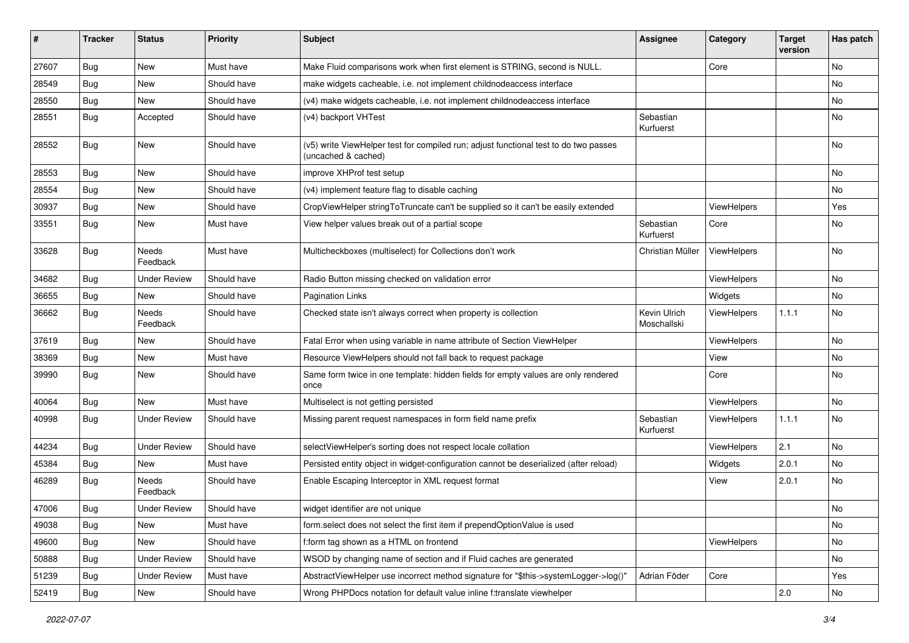| # | Tracker | Status | Priority | Subject | Assignee | Category | Target version | Has patch |
|---|---|---|---|---|---|---|---|---|
| 27607 | Bug | New | Must have | Make Fluid comparisons work when first element is STRING, second is NULL. | | Core | | No |
| 28549 | Bug | New | Should have | make widgets cacheable, i.e. not implement childnodeaccess interface | | | | No |
| 28550 | Bug | New | Should have | (v4) make widgets cacheable, i.e. not implement childnodeaccess interface | | | | No |
| 28551 | Bug | Accepted | Should have | (v4) backport VHTest | Sebastian Kurfuerst | | | No |
| 28552 | Bug | New | Should have | (v5) write ViewHelper test for compiled run; adjust functional test to do two passes (uncached & cached) | | | | No |
| 28553 | Bug | New | Should have | improve XHProf test setup | | | | No |
| 28554 | Bug | New | Should have | (v4) implement feature flag to disable caching | | | | No |
| 30937 | Bug | New | Should have | CropViewHelper stringToTruncate can't be supplied so it can't be easily extended | | ViewHelpers | | Yes |
| 33551 | Bug | New | Must have | View helper values break out of a partial scope | Sebastian Kurfuerst | Core | | No |
| 33628 | Bug | Needs Feedback | Must have | Multicheckboxes (multiselect) for Collections don't work | Christian Müller | ViewHelpers | | No |
| 34682 | Bug | Under Review | Should have | Radio Button missing checked on validation error | | ViewHelpers | | No |
| 36655 | Bug | New | Should have | Pagination Links | | Widgets | | No |
| 36662 | Bug | Needs Feedback | Should have | Checked state isn't always correct when property is collection | Kevin Ulrich Moschallski | ViewHelpers | 1.1.1 | No |
| 37619 | Bug | New | Should have | Fatal Error when using variable in name attribute of Section ViewHelper | | ViewHelpers | | No |
| 38369 | Bug | New | Must have | Resource ViewHelpers should not fall back to request package | | View | | No |
| 39990 | Bug | New | Should have | Same form twice in one template: hidden fields for empty values are only rendered once | | Core | | No |
| 40064 | Bug | New | Must have | Multiselect is not getting persisted | | ViewHelpers | | No |
| 40998 | Bug | Under Review | Should have | Missing parent request namespaces in form field name prefix | Sebastian Kurfuerst | ViewHelpers | 1.1.1 | No |
| 44234 | Bug | Under Review | Should have | selectViewHelper's sorting does not respect locale collation | | ViewHelpers | 2.1 | No |
| 45384 | Bug | New | Must have | Persisted entity object in widget-configuration cannot be deserialized (after reload) | | Widgets | 2.0.1 | No |
| 46289 | Bug | Needs Feedback | Should have | Enable Escaping Interceptor in XML request format | | View | 2.0.1 | No |
| 47006 | Bug | Under Review | Should have | widget identifier are not unique | | | | No |
| 49038 | Bug | New | Must have | form.select does not select the first item if prependOptionValue is used | | | | No |
| 49600 | Bug | New | Should have | f:form tag shown as a HTML on frontend | | ViewHelpers | | No |
| 50888 | Bug | Under Review | Should have | WSOD by changing name of section and if Fluid caches are generated | | | | No |
| 51239 | Bug | Under Review | Must have | AbstractViewHelper use incorrect method signature for "$this->systemLogger->log()" | Adrian Föder | Core | | Yes |
| 52419 | Bug | New | Should have | Wrong PHPDocs notation for default value inline f:translate viewhelper | | | 2.0 | No |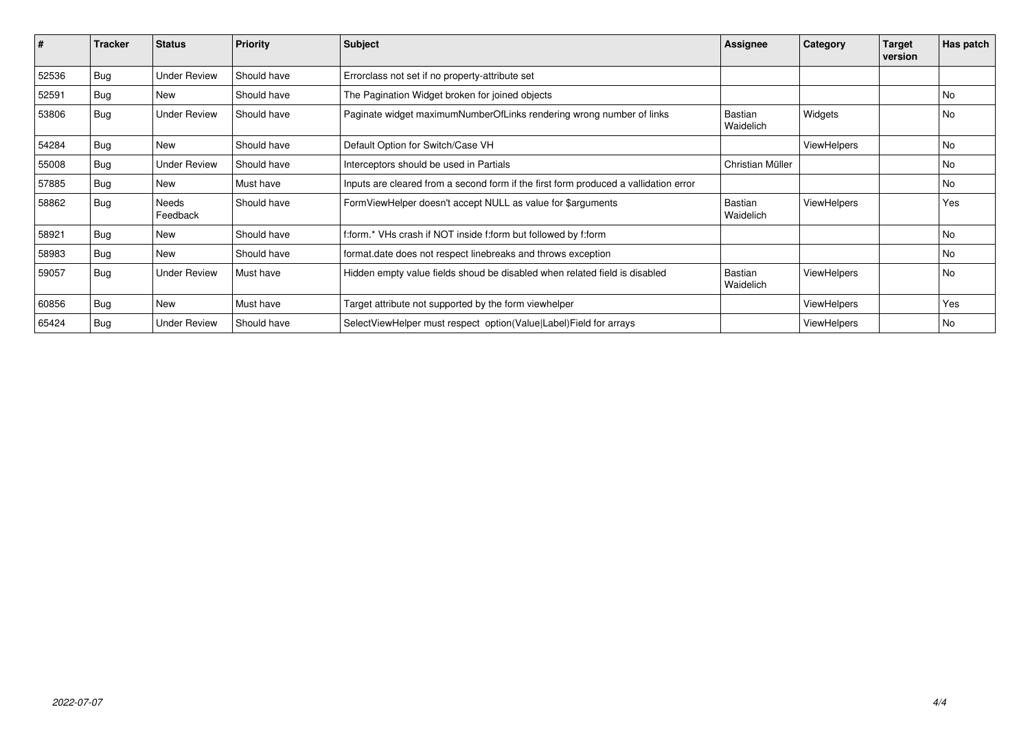| # | Tracker | Status | Priority | Subject | Assignee | Category | Target version | Has patch |
|---|---|---|---|---|---|---|---|---|
| 52536 | Bug | Under Review | Should have | Errorclass not set if no property-attribute set | | | | |
| 52591 | Bug | New | Should have | The Pagination Widget broken for joined objects | | | | No |
| 53806 | Bug | Under Review | Should have | Paginate widget maximumNumberOfLinks rendering wrong number of links | Bastian Waidelich | Widgets | | No |
| 54284 | Bug | New | Should have | Default Option for Switch/Case VH | | ViewHelpers | | No |
| 55008 | Bug | Under Review | Should have | Interceptors should be used in Partials | Christian Müller | | | No |
| 57885 | Bug | New | Must have | Inputs are cleared from a second form if the first form produced a vallidation error | | | | No |
| 58862 | Bug | Needs Feedback | Should have | FormViewHelper doesn't accept NULL as value for $arguments | Bastian Waidelich | ViewHelpers | | Yes |
| 58921 | Bug | New | Should have | f:form.* VHs crash if NOT inside f:form but followed by f:form | | | | No |
| 58983 | Bug | New | Should have | format.date does not respect linebreaks and throws exception | | | | No |
| 59057 | Bug | Under Review | Must have | Hidden empty value fields shoud be disabled when related field is disabled | Bastian Waidelich | ViewHelpers | | No |
| 60856 | Bug | New | Must have | Target attribute not supported by the form viewhelper | | ViewHelpers | | Yes |
| 65424 | Bug | Under Review | Should have | SelectViewHelper must respect option(Value\|Label)Field for arrays | | ViewHelpers | | No |